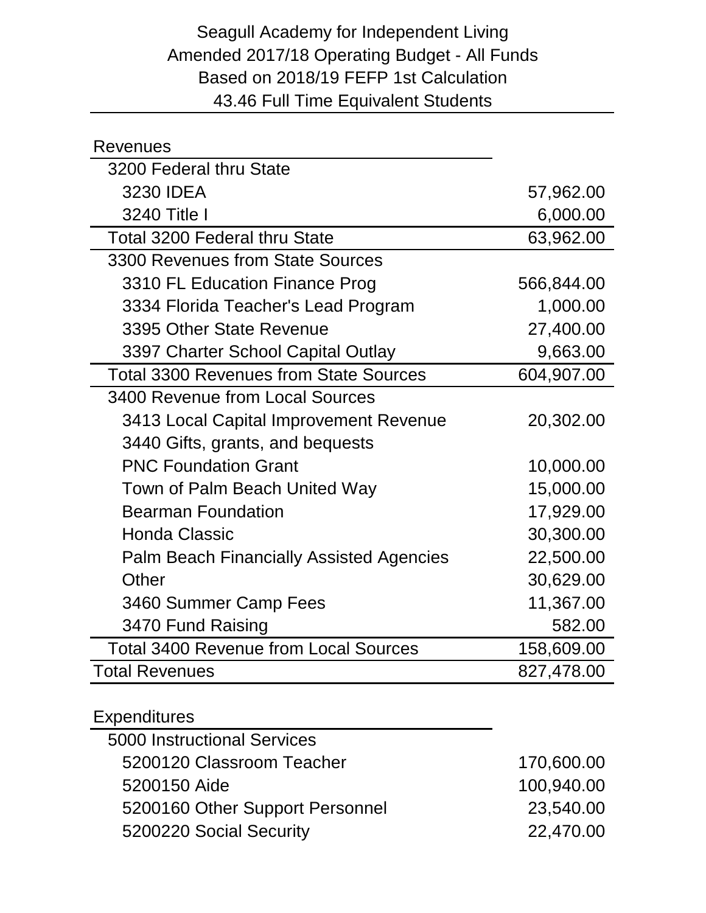# Seagull Academy for Independent Living
## Amended 2017/18 Operating Budget - All Funds
## Based on 2018/19 FEFP 1st Calculation
## 43.46 Full Time Equivalent Students

| Revenues | |
|---|---|
| 3200 Federal thru State | |
| 3230 IDEA | 57,962.00 |
| 3240 Title I | 6,000.00 |
| Total 3200 Federal thru State | 63,962.00 |
| 3300 Revenues from State Sources | |
| 3310 FL Education Finance Prog | 566,844.00 |
| 3334 Florida Teacher's Lead Program | 1,000.00 |
| 3395 Other State Revenue | 27,400.00 |
| 3397 Charter School Capital Outlay | 9,663.00 |
| Total 3300 Revenues from State Sources | 604,907.00 |
| 3400 Revenue from Local Sources | |
| 3413 Local Capital Improvement Revenue | 20,302.00 |
| 3440 Gifts, grants, and bequests | |
| PNC Foundation Grant | 10,000.00 |
| Town of Palm Beach United Way | 15,000.00 |
| Bearman Foundation | 17,929.00 |
| Honda Classic | 30,300.00 |
| Palm Beach Financially Assisted Agencies | 22,500.00 |
| Other | 30,629.00 |
| 3460 Summer Camp Fees | 11,367.00 |
| 3470 Fund Raising | 582.00 |
| Total 3400 Revenue from Local Sources | 158,609.00 |
| Total Revenues | 827,478.00 |

| Expenditures | |
|---|---|
| 5000 Instructional Services | |
| 5200120 Classroom Teacher | 170,600.00 |
| 5200150 Aide | 100,940.00 |
| 5200160 Other Support Personnel | 23,540.00 |
| 5200220 Social Security | 22,470.00 |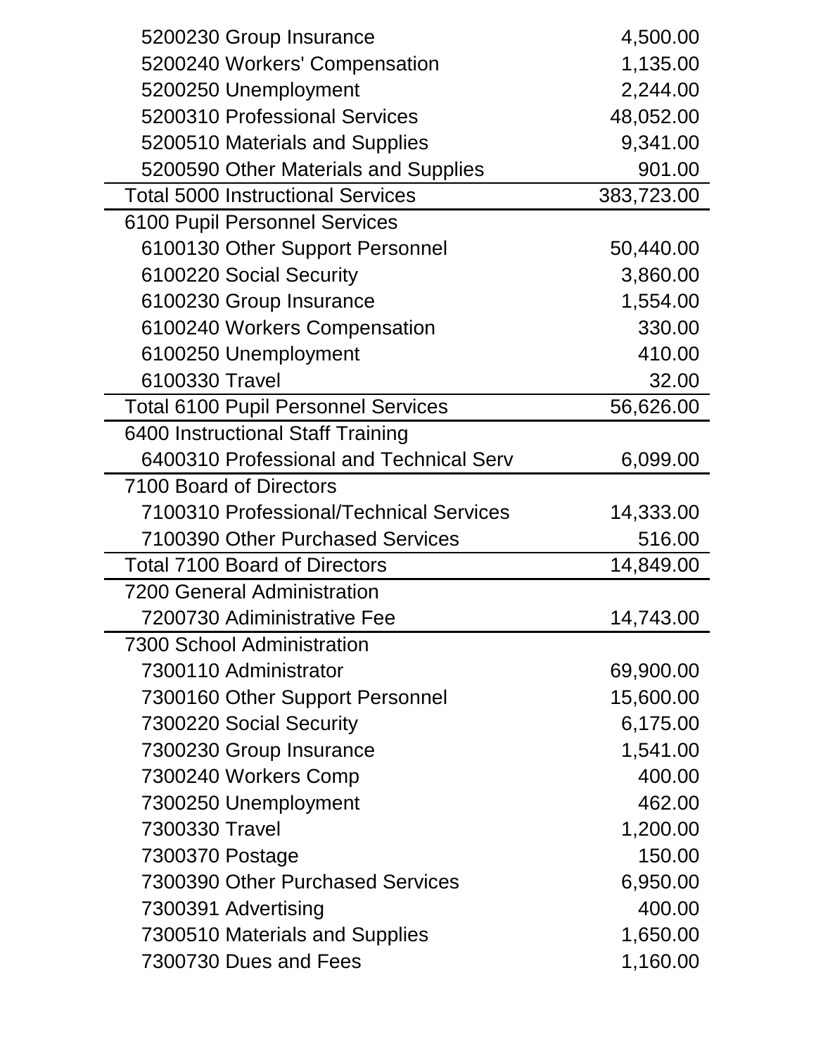| | |
|---|---|
| 5200230 Group Insurance | 4,500.00 |
| 5200240 Workers' Compensation | 1,135.00 |
| 5200250 Unemployment | 2,244.00 |
| 5200310 Professional Services | 48,052.00 |
| 5200510 Materials and Supplies | 9,341.00 |
| 5200590 Other Materials and Supplies | 901.00 |
| Total 5000 Instructional Services | 383,723.00 |
| 6100 Pupil Personnel Services | |
| 6100130 Other Support Personnel | 50,440.00 |
| 6100220 Social Security | 3,860.00 |
| 6100230 Group Insurance | 1,554.00 |
| 6100240 Workers Compensation | 330.00 |
| 6100250 Unemployment | 410.00 |
| 6100330 Travel | 32.00 |
| Total 6100 Pupil Personnel Services | 56,626.00 |
| 6400 Instructional Staff Training | |
| 6400310 Professional and Technical Serv | 6,099.00 |
| 7100 Board of Directors | |
| 7100310 Professional/Technical Services | 14,333.00 |
| 7100390 Other Purchased Services | 516.00 |
| Total 7100 Board of Directors | 14,849.00 |
| 7200 General Administration | |
| 7200730 Adiministrative Fee | 14,743.00 |
| 7300 School Administration | |
| 7300110 Administrator | 69,900.00 |
| 7300160 Other Support Personnel | 15,600.00 |
| 7300220 Social Security | 6,175.00 |
| 7300230 Group Insurance | 1,541.00 |
| 7300240 Workers Comp | 400.00 |
| 7300250 Unemployment | 462.00 |
| 7300330 Travel | 1,200.00 |
| 7300370 Postage | 150.00 |
| 7300390 Other Purchased Services | 6,950.00 |
| 7300391 Advertising | 400.00 |
| 7300510 Materials and Supplies | 1,650.00 |
| 7300730 Dues and Fees | 1,160.00 |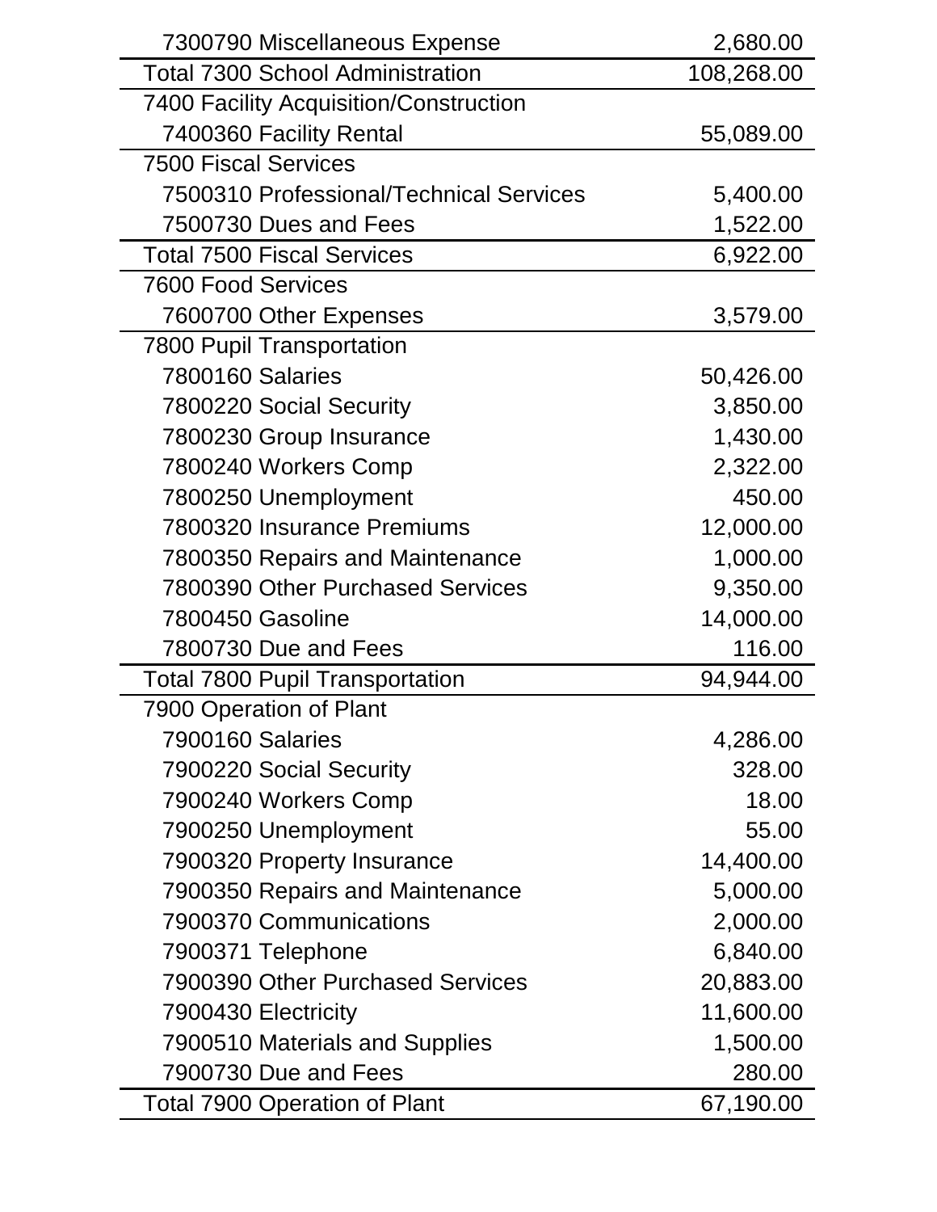| | |
|---|---|
| 7300790 Miscellaneous Expense | 2,680.00 |
| Total 7300 School Administration | 108,268.00 |
| 7400 Facility Acquisition/Construction | |
| 7400360 Facility Rental | 55,089.00 |
| 7500 Fiscal Services | |
| 7500310 Professional/Technical Services | 5,400.00 |
| 7500730 Dues and Fees | 1,522.00 |
| Total 7500 Fiscal Services | 6,922.00 |
| 7600 Food Services | |
| 7600700 Other Expenses | 3,579.00 |
| 7800 Pupil Transportation | |
| 7800160 Salaries | 50,426.00 |
| 7800220 Social Security | 3,850.00 |
| 7800230 Group Insurance | 1,430.00 |
| 7800240 Workers Comp | 2,322.00 |
| 7800250 Unemployment | 450.00 |
| 7800320 Insurance Premiums | 12,000.00 |
| 7800350 Repairs and Maintenance | 1,000.00 |
| 7800390 Other Purchased Services | 9,350.00 |
| 7800450 Gasoline | 14,000.00 |
| 7800730 Due and Fees | 116.00 |
| Total 7800 Pupil Transportation | 94,944.00 |
| 7900 Operation of Plant | |
| 7900160 Salaries | 4,286.00 |
| 7900220 Social Security | 328.00 |
| 7900240 Workers Comp | 18.00 |
| 7900250 Unemployment | 55.00 |
| 7900320 Property Insurance | 14,400.00 |
| 7900350 Repairs and Maintenance | 5,000.00 |
| 7900370 Communications | 2,000.00 |
| 7900371 Telephone | 6,840.00 |
| 7900390 Other Purchased Services | 20,883.00 |
| 7900430 Electricity | 11,600.00 |
| 7900510 Materials and Supplies | 1,500.00 |
| 7900730 Due and Fees | 280.00 |
| Total 7900 Operation of Plant | 67,190.00 |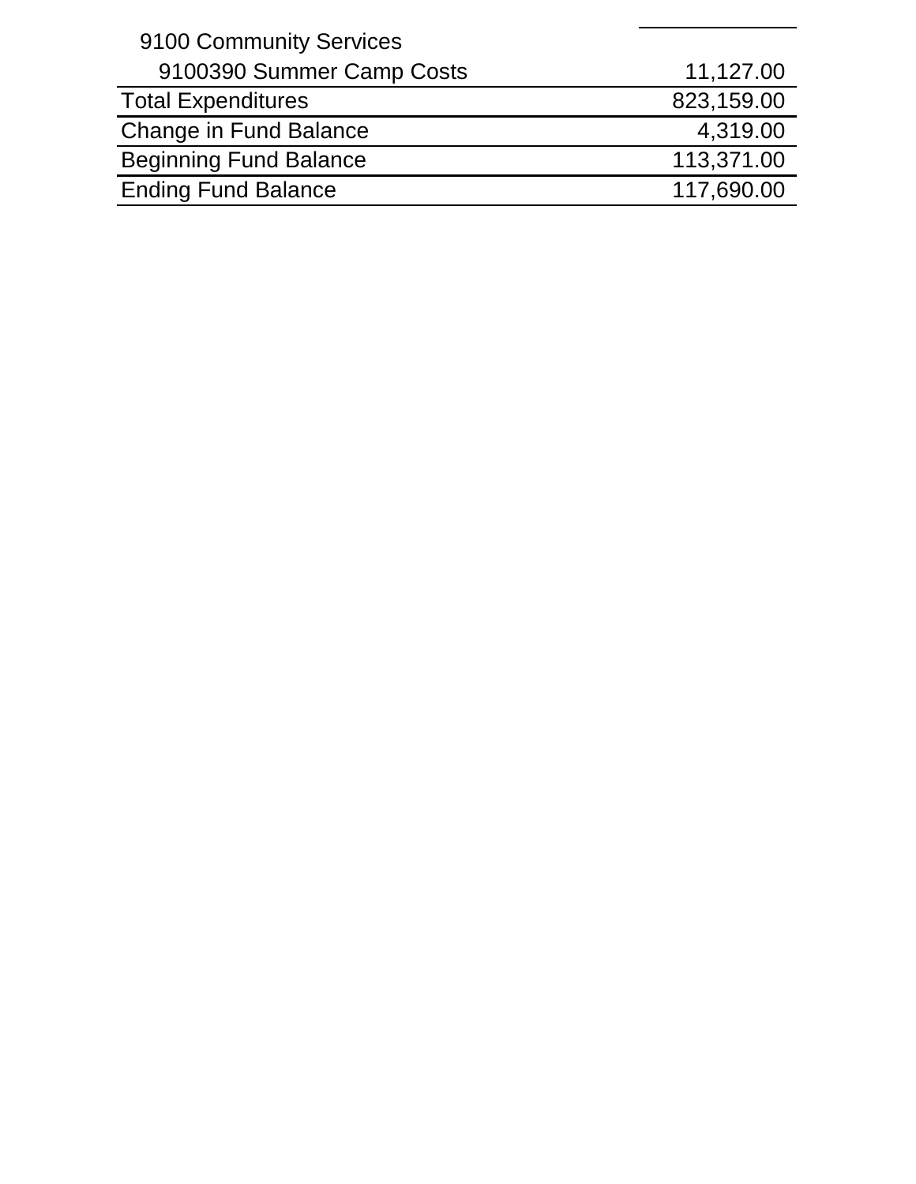| | |
|---|---|
| 9100 Community Services | |
| 9100390 Summer Camp Costs | 11,127.00 |
| Total Expenditures | 823,159.00 |
| Change in Fund Balance | 4,319.00 |
| Beginning Fund Balance | 113,371.00 |
| Ending Fund Balance | 117,690.00 |